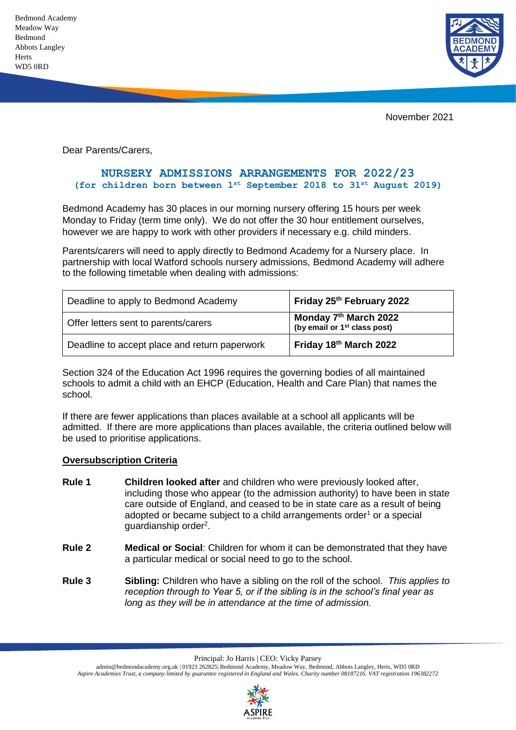Bedmond Academy
Meadow Way
Bedmond
Abbots Langley
Herts
WD5 0RD

November 2021

Dear Parents/Carers,

## NURSERY ADMISSIONS ARRANGEMENTS FOR 2022/23

**(for children born between 1st September 2018 to 31st August 2019)**

Bedmond Academy has 30 places in our morning nursery offering 15 hours per week Monday to Friday (term time only). We do not offer the 30 hour entitlement ourselves, however we are happy to work with other providers if necessary e.g. child minders.

Parents/carers will need to apply directly to Bedmond Academy for a Nursery place. In partnership with local Watford schools nursery admissions, Bedmond Academy will adhere to the following timetable when dealing with admissions:

| | |
|---|---|
| Deadline to apply to Bedmond Academy | **Friday 25th February 2022** |
| Offer letters sent to parents/carers | **Monday 7th March 2022** **(by email or 1st class post)** |
| Deadline to accept place and return paperwork | **Friday 18th March 2022** |

Section 324 of the Education Act 1996 requires the governing bodies of all maintained schools to admit a child with an EHCP (Education, Health and Care Plan) that names the school.

If there are fewer applications than places available at a school all applicants will be admitted. If there are more applications than places available, the criteria outlined below will be used to prioritise applications.

**Oversubscription Criteria**

**Rule 1** **Children looked after** and children who were previously looked after, including those who appear (to the admission authority) to have been in state care outside of England, and ceased to be in state care as a result of being adopted or became subject to a child arrangements order[1] or a special guardianship order[2].

**Rule 2** **Medical or Social**: Children for whom it can be demonstrated that they have a particular medical or social need to go to the school.

**Rule 3** **Sibling:** Children who have a sibling on the roll of the school. *This applies to reception through to Year 5, or if the sibling is in the school's final year as long as they will be in attendance at the time of admission.*

Principal: Jo Harris | CEO: Vicky Parsey
admin@bedmondacademy.org.uk | 01923 262825| Bedmond Academy, Meadow Way, Bedmond, Abbots Langley, Herts, WD5 0RD
*Aspire Academies Trust, a company limited by guarantee registered in England and Wales. Charity number 08187216. VAT registration 196382272*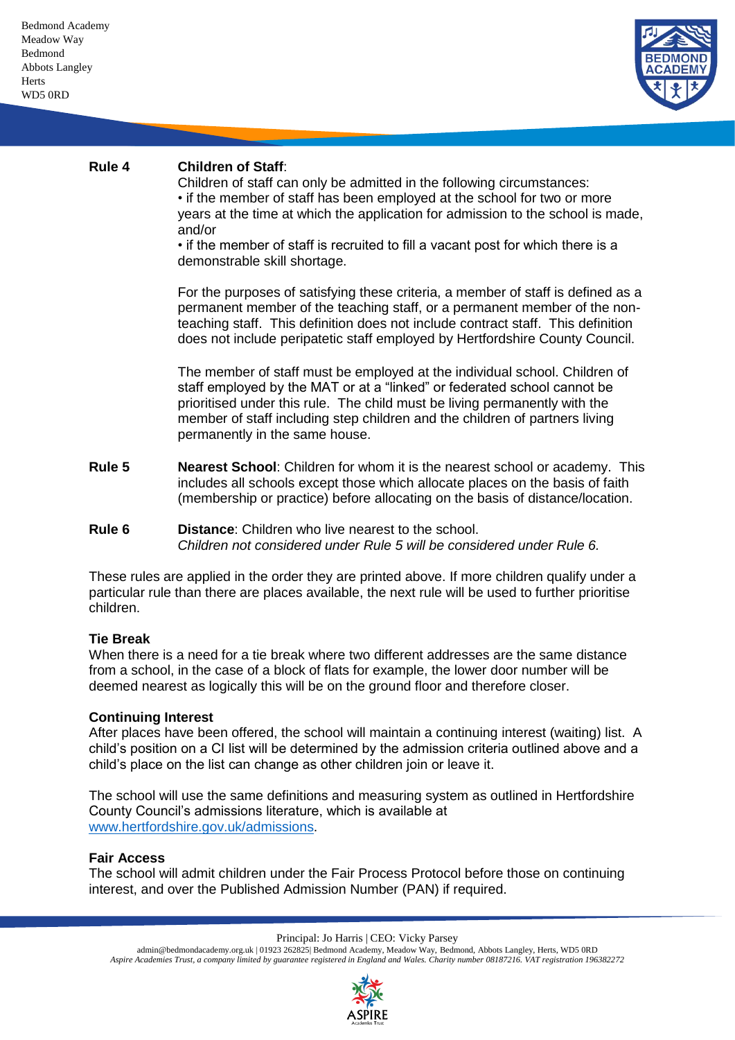**Rule 4** **Children of Staff**:

Children of staff can only be admitted in the following circumstances:

- if the member of staff has been employed at the school for two or more years at the time at which the application for admission to the school is made, and/or
- if the member of staff is recruited to fill a vacant post for which there is a demonstrable skill shortage.

For the purposes of satisfying these criteria, a member of staff is defined as a permanent member of the teaching staff, or a permanent member of the non-teaching staff. This definition does not include contract staff. This definition does not include peripatetic staff employed by Hertfordshire County Council.

The member of staff must be employed at the individual school. Children of staff employed by the MAT or at a "linked" or federated school cannot be prioritised under this rule. The child must be living permanently with the member of staff including step children and the children of partners living permanently in the same house.

**Rule 5** **Nearest School**: Children for whom it is the nearest school or academy. This includes all schools except those which allocate places on the basis of faith (membership or practice) before allocating on the basis of distance/location.

**Rule 6** **Distance**: Children who live nearest to the school.
*Children not considered under Rule 5 will be considered under Rule 6.*

These rules are applied in the order they are printed above. If more children qualify under a particular rule than there are places available, the next rule will be used to further prioritise children.

**Tie Break**

When there is a need for a tie break where two different addresses are the same distance from a school, in the case of a block of flats for example, the lower door number will be deemed nearest as logically this will be on the ground floor and therefore closer.

**Continuing Interest**

After places have been offered, the school will maintain a continuing interest (waiting) list. A child's position on a CI list will be determined by the admission criteria outlined above and a child's place on the list can change as other children join or leave it.

The school will use the same definitions and measuring system as outlined in Hertfordshire County Council's admissions literature, which is available at www.hertfordshire.gov.uk/admissions.

**Fair Access**

The school will admit children under the Fair Process Protocol before those on continuing interest, and over the Published Admission Number (PAN) if required.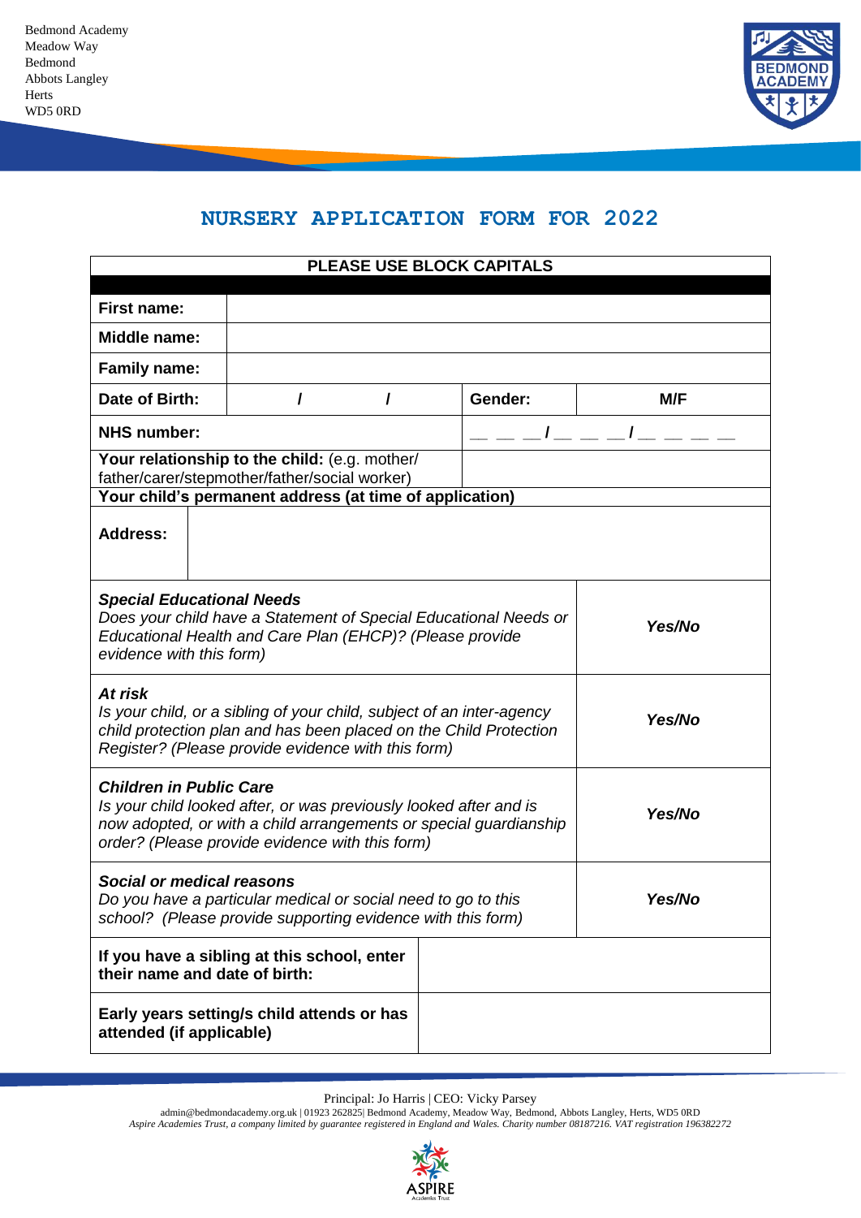Bedmond Academy
Meadow Way
Bedmond
Abbots Langley
Herts
WD5 0RD

# NURSERY APPLICATION FORM FOR 2022

| PLEASE USE BLOCK CAPITALS | | | |
|---|---|---|---|
| **First name:** | | | |
| **Middle name:** | | | |
| **Family name:** | | | |
| **Date of Birth:** | / / | **Gender:** | **M/F** |
| **NHS number:** | | \_ \_ \_ / \_ \_ \_ / \_ \_ \_ \_ | |
| **Your relationship to the child:** (e.g. mother/ father/carer/stepmother/father/social worker) | | | |
| **Your child's permanent address (at time of application)** | | | |
| **Address:** | | | |
| ***Special Educational Needs*** *Does your child have a Statement of Special Educational Needs or Educational Health and Care Plan (EHCP)? (Please provide evidence with this form)* | | | ***Yes/No*** |
| ***At risk*** *Is your child, or a sibling of your child, subject of an inter-agency child protection plan and has been placed on the Child Protection Register? (Please provide evidence with this form)* | | | ***Yes/No*** |
| ***Children in Public Care*** *Is your child looked after, or was previously looked after and is now adopted, or with a child arrangements or special guardianship order? (Please provide evidence with this form)* | | | ***Yes/No*** |
| ***Social or medical reasons*** *Do you have a particular medical or social need to go to this school? (Please provide supporting evidence with this form)* | | | ***Yes/No*** |
| **If you have a sibling at this school, enter their name and date of birth:** | | | |
| **Early years setting/s child attends or has attended (if applicable)** | | | |

Principal: Jo Harris | CEO: Vicky Parsey
admin@bedmondacademy.org.uk | 01923 262825| Bedmond Academy, Meadow Way, Bedmond, Abbots Langley, Herts, WD5 0RD
*Aspire Academies Trust, a company limited by guarantee registered in England and Wales. Charity number 08187216. VAT registration 196382272*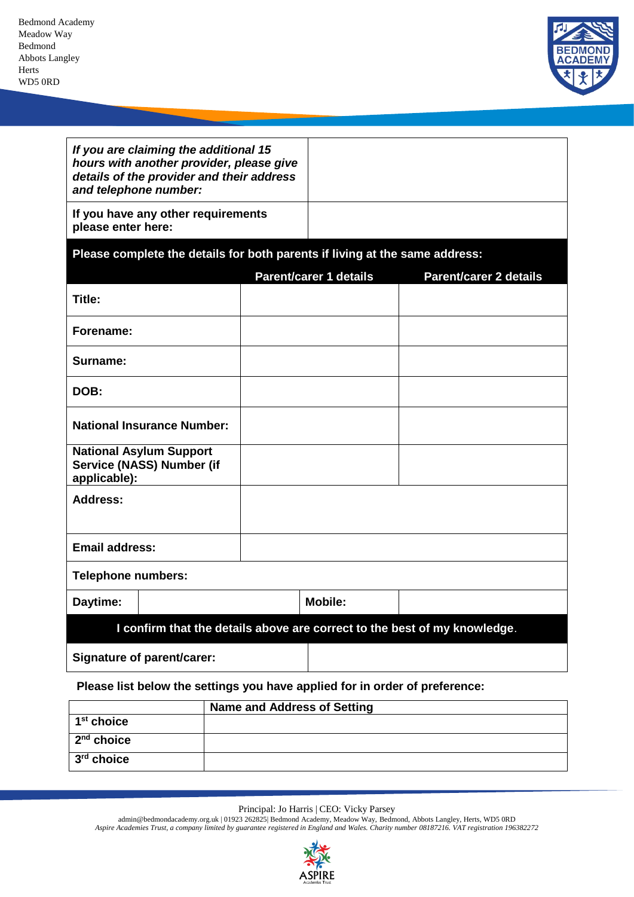| *If you are claiming the additional 15 hours with another provider, please give details of the provider and their address and telephone number:* | |
|---|---|
| **If you have any other requirements please enter here:** | |

| **Please complete the details for both parents if living at the same address:** | | | |
|---|---|---|---|
| | | **Parent/carer 1 details** | **Parent/carer 2 details** |
| **Title:** | | | |
| **Forename:** | | | |
| **Surname:** | | | |
| **DOB:** | | | |
| **National Insurance Number:** | | | |
| **National Asylum Support Service (NASS) Number (if applicable):** | | | |
| **Address:** | | | |
| **Email address:** | | | |
| **Telephone numbers:** | | | |
| **Daytime:** | | **Mobile:** | |
| **I confirm that the details above are correct to the best of my knowledge.** | | | |
| **Signature of parent/carer:** | | | |

**Please list below the settings you have applied for in order of preference:**

| | **Name and Address of Setting** |
|---|---|
| **1st choice** | |
| **2nd choice** | |
| **3rd choice** | |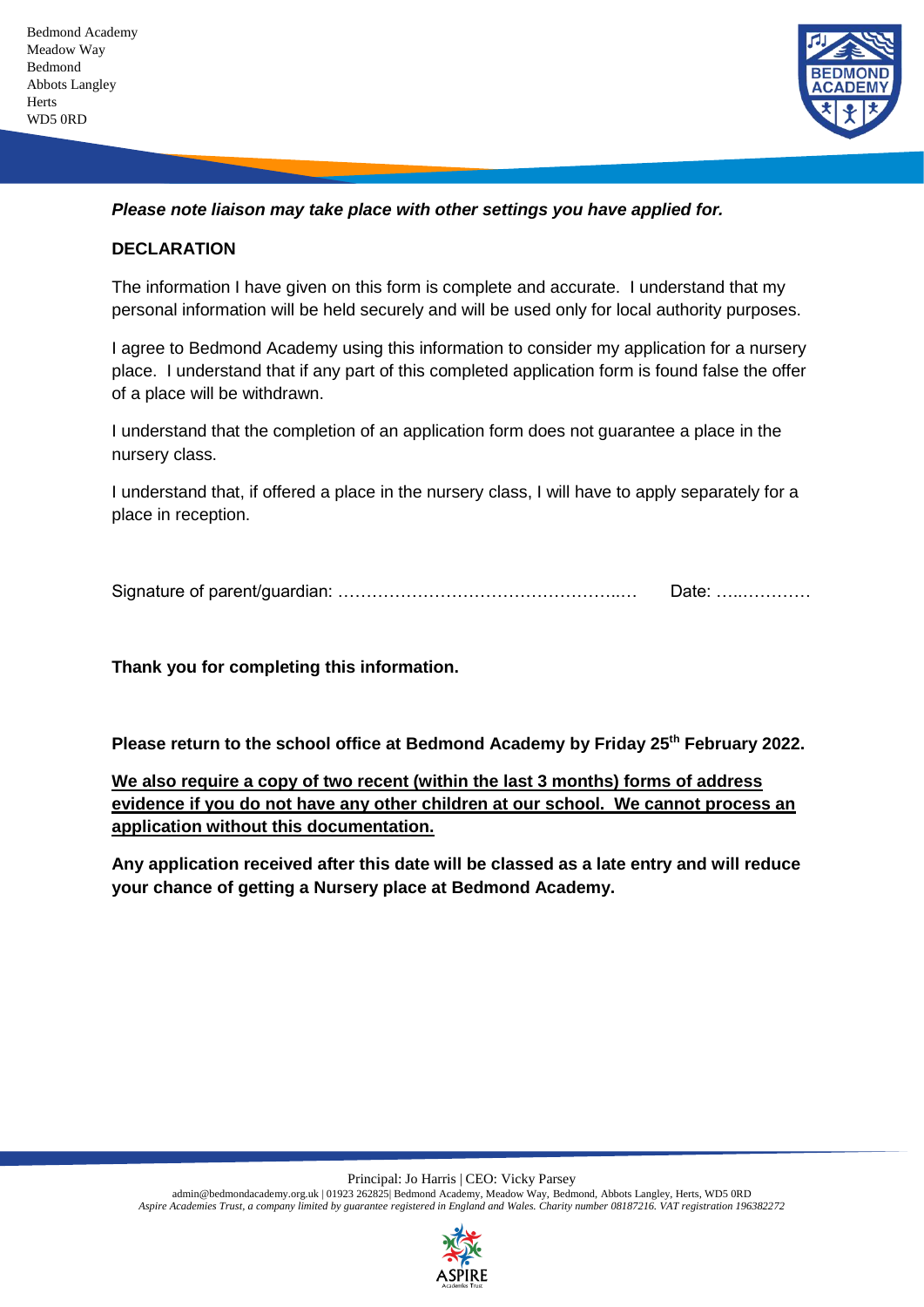Bedmond Academy
Meadow Way
Bedmond
Abbots Langley
Herts
WD5 0RD

***Please note liaison may take place with other settings you have applied for.***

**DECLARATION**

The information I have given on this form is complete and accurate. I understand that my personal information will be held securely and will be used only for local authority purposes.

I agree to Bedmond Academy using this information to consider my application for a nursery place. I understand that if any part of this completed application form is found false the offer of a place will be withdrawn.

I understand that the completion of an application form does not guarantee a place in the nursery class.

I understand that, if offered a place in the nursery class, I will have to apply separately for a place in reception.

Signature of parent/guardian: ……………………………………………..… Date: …..…………

**Thank you for completing this information.**

**Please return to the school office at Bedmond Academy by Friday 25th February 2022.**

<u>**We also require a copy of two recent (within the last 3 months) forms of address evidence if you do not have any other children at our school. We cannot process an application without this documentation.**</u>

**Any application received after this date will be classed as a late entry and will reduce your chance of getting a Nursery place at Bedmond Academy.**

Principal: Jo Harris | CEO: Vicky Parsey
admin@bedmondacademy.org.uk | 01923 262825| Bedmond Academy, Meadow Way, Bedmond, Abbots Langley, Herts, WD5 0RD
*Aspire Academies Trust, a company limited by guarantee registered in England and Wales. Charity number 08187216. VAT registration 196382272*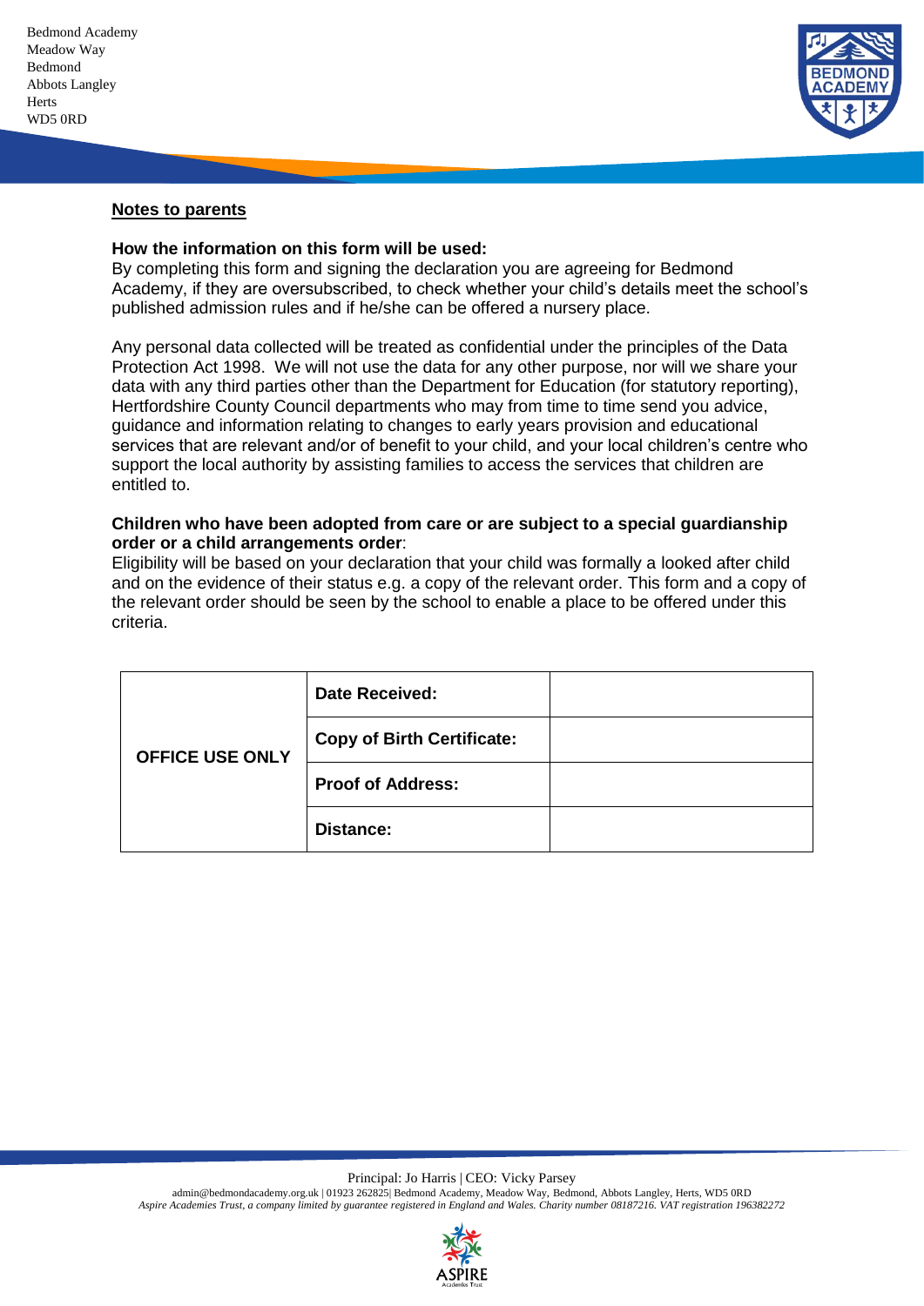Bedmond Academy
Meadow Way
Bedmond
Abbots Langley
Herts
WD5 0RD

## Notes to parents

**How the information on this form will be used:**
By completing this form and signing the declaration you are agreeing for Bedmond Academy, if they are oversubscribed, to check whether your child's details meet the school's published admission rules and if he/she can be offered a nursery place.

Any personal data collected will be treated as confidential under the principles of the Data Protection Act 1998. We will not use the data for any other purpose, nor will we share your data with any third parties other than the Department for Education (for statutory reporting), Hertfordshire County Council departments who may from time to time send you advice, guidance and information relating to changes to early years provision and educational services that are relevant and/or of benefit to your child, and your local children's centre who support the local authority by assisting families to access the services that children are entitled to.

**Children who have been adopted from care or are subject to a special guardianship order or a child arrangements order**:
Eligibility will be based on your declaration that your child was formally a looked after child and on the evidence of their status e.g. a copy of the relevant order. This form and a copy of the relevant order should be seen by the school to enable a place to be offered under this criteria.

| | | |
|---|---|---|
| **OFFICE USE ONLY** | **Date Received:** | |
| | **Copy of Birth Certificate:** | |
| | **Proof of Address:** | |
| | **Distance:** | |

Principal: Jo Harris | CEO: Vicky Parsey
admin@bedmondacademy.org.uk | 01923 262825| Bedmond Academy, Meadow Way, Bedmond, Abbots Langley, Herts, WD5 0RD
*Aspire Academies Trust, a company limited by guarantee registered in England and Wales. Charity number 08187216. VAT registration 196382272*